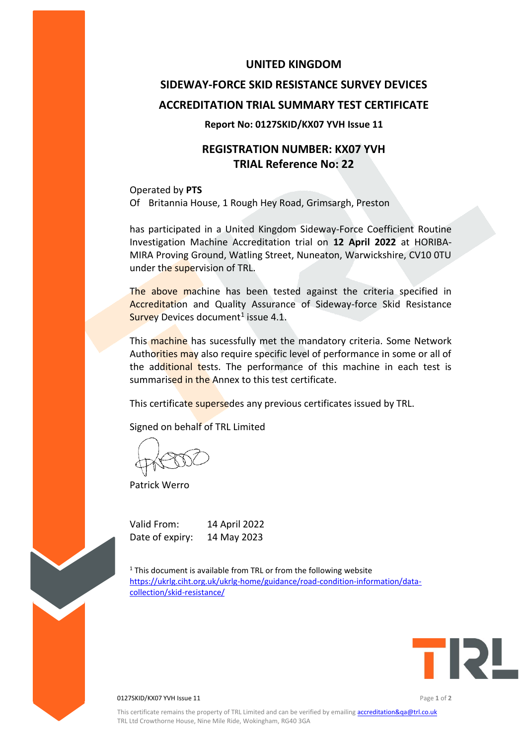# UNITED KINGDOM

# SIDEWAY-FORCE SKID RESISTANCE SURVEY DEVICES

# ACCREDITATION TRIAL SUMMARY TEST CERTIFICATE

**Report No: 0127SKID/KX07 YVH Issue 11**

## REGISTRATION NUMBER: KX07 YVH
## TRIAL Reference No: 22

Operated by **PTS**
Of Britannia House, 1 Rough Hey Road, Grimsargh, Preston

has participated in a United Kingdom Sideway-Force Coefficient Routine Investigation Machine Accreditation trial on **12 April 2022** at HORIBA-MIRA Proving Ground, Watling Street, Nuneaton, Warwickshire, CV10 0TU under the supervision of TRL.

The above machine has been tested against the criteria specified in Accreditation and Quality Assurance of Sideway-force Skid Resistance Survey Devices document[1] issue 4.1.

This machine has sucessfully met the mandatory criteria. Some Network Authorities may also require specific level of performance in some or all of the additional tests. The performance of this machine in each test is summarised in the Annex to this test certificate.

This certificate supersedes any previous certificates issued by TRL.

Signed on behalf of TRL Limited

Patrick Werro

Valid From: 14 April 2022
Date of expiry: 14 May 2023

[1] This document is available from TRL or from the following website https://ukrlg.ciht.org.uk/ukrlg-home/guidance/road-condition-information/data-collection/skid-resistance/

This certificate remains the property of TRL Limited and can be verified by emailing accreditation&qa@trl.co.uk
TRL Ltd Crowthorne House, Nine Mile Ride, Wokingham, RG40 3GA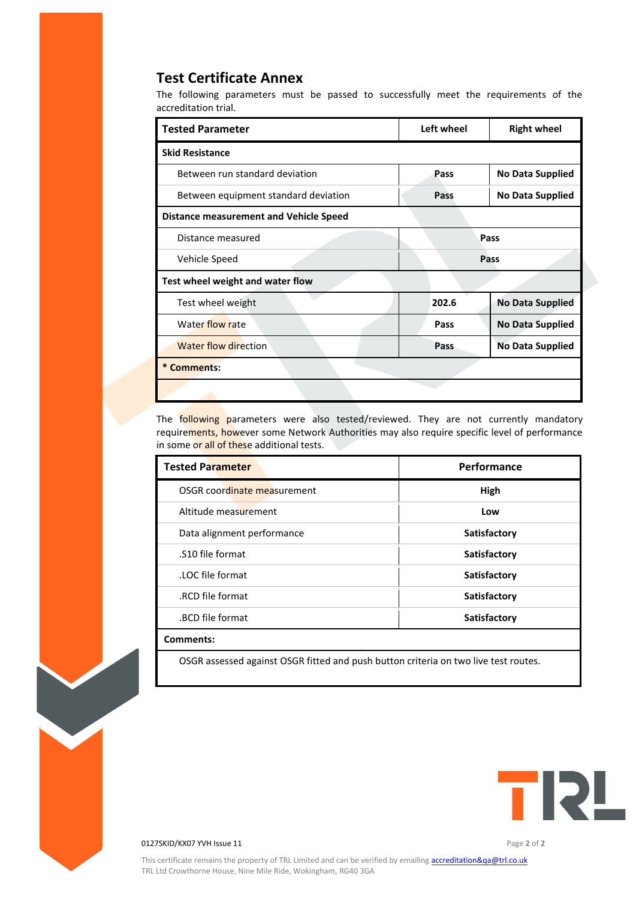# Test Certificate Annex

The following parameters must be passed to successfully meet the requirements of the accreditation trial.

| Tested Parameter | Left wheel | Right wheel |
|---|---|---|
| **Skid Resistance** | | |
| Between run standard deviation | **Pass** | **No Data Supplied** |
| Between equipment standard deviation | **Pass** | **No Data Supplied** |
| **Distance measurement and Vehicle Speed** | | |
| Distance measured | **Pass** | |
| Vehicle Speed | **Pass** | |
| **Test wheel weight and water flow** | | |
| Test wheel weight | **202.6** | **No Data Supplied** |
| Water flow rate | **Pass** | **No Data Supplied** |
| Water flow direction | **Pass** | **No Data Supplied** |
| **\* Comments:** | | |

The following parameters were also tested/reviewed. They are not currently mandatory requirements, however some Network Authorities may also require specific level of performance in some or all of these additional tests.

| Tested Parameter | Performance |
|---|---|
| OSGR coordinate measurement | **High** |
| Altitude measurement | **Low** |
| Data alignment performance | **Satisfactory** |
| .S10 file format | **Satisfactory** |
| .LOC file format | **Satisfactory** |
| .RCD file format | **Satisfactory** |
| .BCD file format | **Satisfactory** |
| **Comments:** | |
| OSGR assessed against OSGR fitted and push button criteria on two live test routes. | |

0127SKID/KX07 YVH Issue 11

This certificate remains the property of TRL Limited and can be verified by emailing accreditation&qa@trl.co.uk
TRL Ltd Crowthorne House, Nine Mile Ride, Wokingham, RG40 3GA